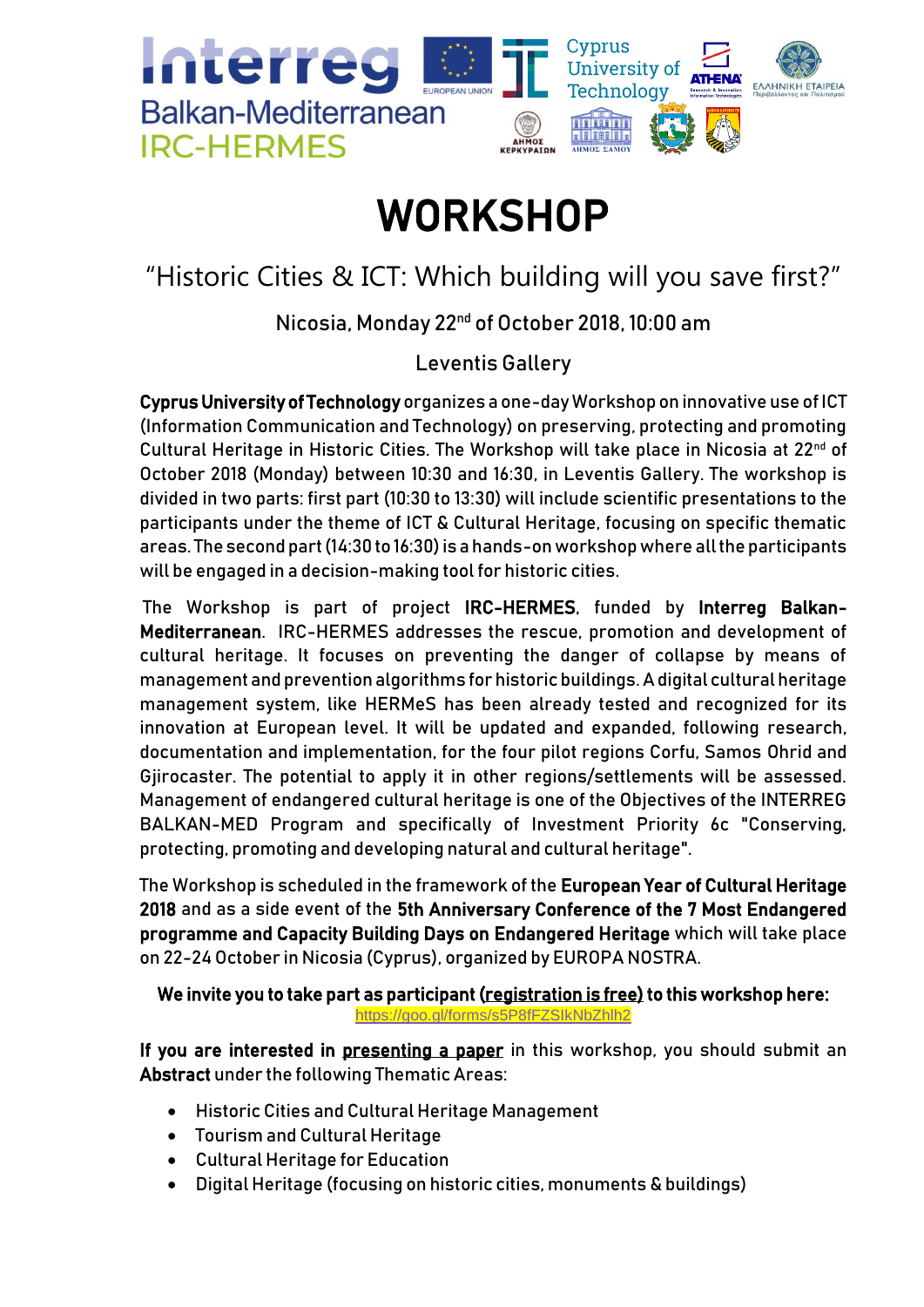Interreg Balkan-Mediterranean IRC-HERMES

# WORKSHOP

## "Historic Cities & ICT: Which building will you save first?"

Nicosia, Monday 22nd of October 2018, 10:00 am

Leventis Gallery

**Cyprus University of Technology** organizes a one-day Workshop on innovative use of ICT (Information Communication and Technology) on preserving, protecting and promoting Cultural Heritage in Historic Cities. The Workshop will take place in Nicosia at 22nd of October 2018 (Monday) between 10:30 and 16:30, in Leventis Gallery. The workshop is divided in two parts: first part (10:30 to 13:30) will include scientific presentations to the participants under the theme of ICT & Cultural Heritage, focusing on specific thematic areas. The second part (14:30 to 16:30) is a hands-on workshop where all the participants will be engaged in a decision-making tool for historic cities.

The Workshop is part of project **IRC-HERMES**, funded by **Interreg Balkan-Mediterranean**. IRC-HERMES addresses the rescue, promotion and development of cultural heritage. It focuses on preventing the danger of collapse by means of management and prevention algorithms for historic buildings. A digital cultural heritage management system, like HERMeS has been already tested and recognized for its innovation at European level. It will be updated and expanded, following research, documentation and implementation, for the four pilot regions Corfu, Samos Ohrid and Gjirocaster. The potential to apply it in other regions/settlements will be assessed. Management of endangered cultural heritage is one of the Objectives of the INTERREG BALKAN-MED Program and specifically of Investment Priority 6c "Conserving, protecting, promoting and developing natural and cultural heritage".

The Workshop is scheduled in the framework of the **European Year of Cultural Heritage 2018** and as a side event of the **5th Anniversary Conference of the 7 Most Endangered programme and Capacity Building Days on Endangered Heritage** which will take place on 22-24 October in Nicosia (Cyprus), organized by EUROPA NOSTRA.

**We invite you to take part as participant (registration is free) to this workshop here:**
https://goo.gl/forms/s5P8fFZSIkNbZhlh2

**If you are interested in presenting a paper** in this workshop, you should submit an **Abstract** under the following Thematic Areas:

- Historic Cities and Cultural Heritage Management
- Tourism and Cultural Heritage
- Cultural Heritage for Education
- Digital Heritage (focusing on historic cities, monuments & buildings)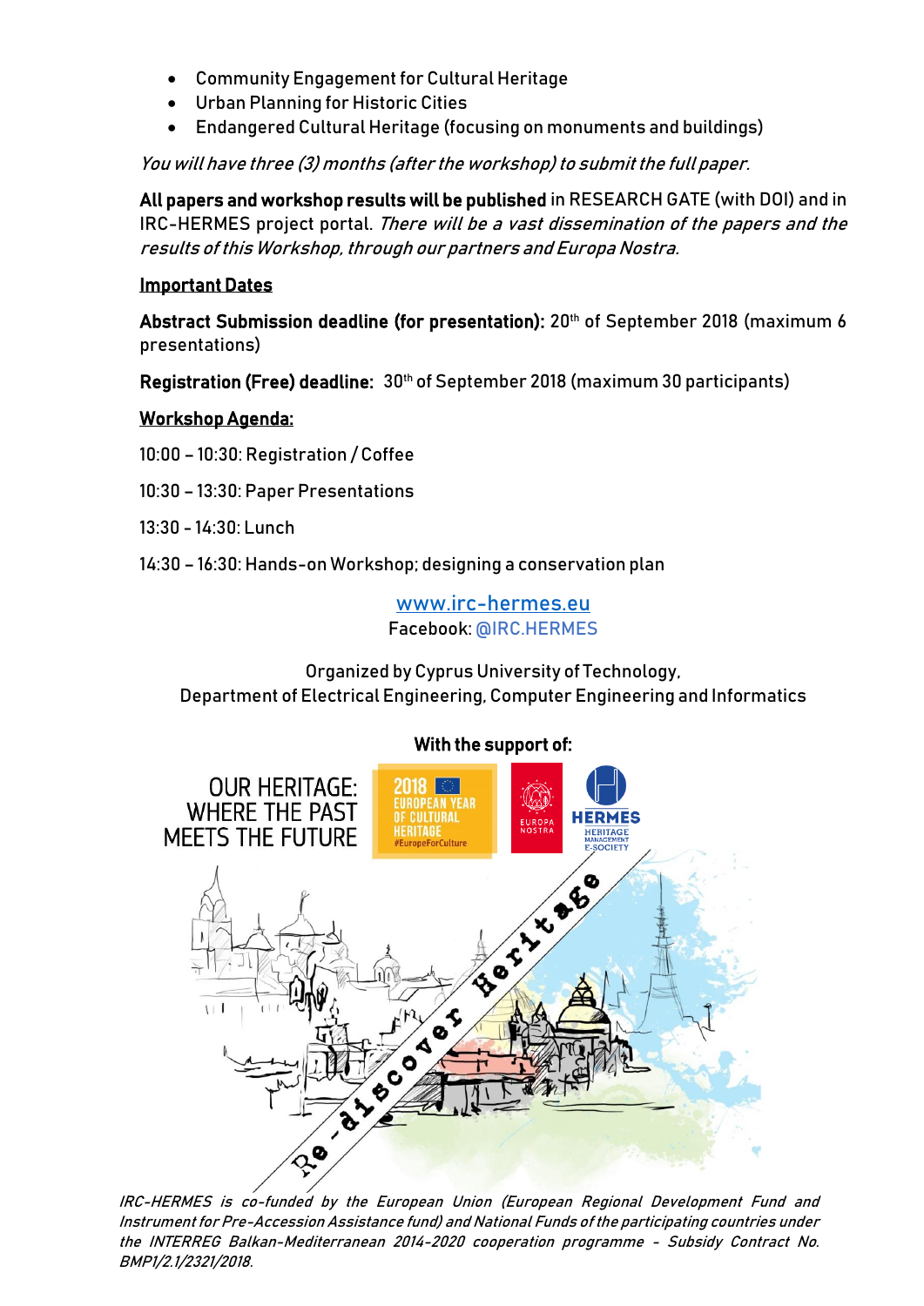- Community Engagement for Cultural Heritage
- Urban Planning for Historic Cities
- Endangered Cultural Heritage (focusing on monuments and buildings)

*You will have three (3) months (after the workshop) to submit the full paper.*

**All papers and workshop results will be published** in RESEARCH GATE (with DOI) and in IRC-HERMES project portal. *There will be a vast dissemination of the papers and the results of this Workshop, through our partners and Europa Nostra.*

**Important Dates**

**Abstract Submission deadline (for presentation):** 20th of September 2018 (maximum 6 presentations)

**Registration (Free) deadline:** 30th of September 2018 (maximum 30 participants)

**Workshop Agenda:**

10:00 – 10:30: Registration / Coffee

10:30 – 13:30: Paper Presentations

13:30 - 14:30: Lunch

14:30 – 16:30: Hands-on Workshop; designing a conservation plan

www.irc-hermes.eu

Facebook: @IRC.HERMES

Organized by Cyprus University of Technology,
Department of Electrical Engineering, Computer Engineering and Informatics

**With the support of:**

OUR HERITAGE: WHERE THE PAST MEETS THE FUTURE

2018 EUROPEAN YEAR OF CULTURAL HERITAGE #EuropeForCulture

EUROPA NOSTRA

HERMES HERITAGE MANAGEMENT E-SOCIETY

Re-discover Heritage

*IRC-HERMES is co-funded by the European Union (European Regional Development Fund and Instrument for Pre-Accession Assistance fund) and National Funds of the participating countries under the INTERREG Balkan-Mediterranean 2014-2020 cooperation programme - Subsidy Contract No. BMP1/2.1/2321/2018.*